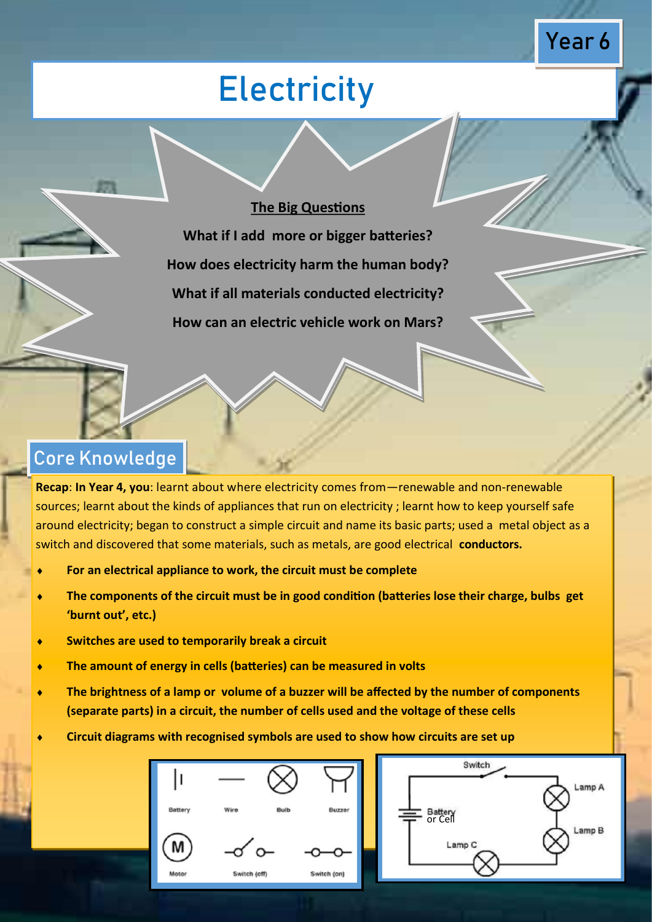Year 6

# Electricity

## The Big Questions

**What if I add more or bigger batteries?**

**How does electricity harm the human body?**

**What if all materials conducted electricity?**

**How can an electric vehicle work on Mars?**

## Core Knowledge

**Recap**: **In Year 4, you**: learnt about where electricity comes from—renewable and non-renewable sources; learnt about the kinds of appliances that run on electricity ; learnt how to keep yourself safe around electricity; began to construct a simple circuit and name its basic parts; used a metal object as a switch and discovered that some materials, such as metals, are good electrical **conductors.**

- **For an electrical appliance to work, the circuit must be complete**
- **The components of the circuit must be in good condition (batteries lose their charge, bulbs get 'burnt out', etc.)**
- **Switches are used to temporarily break a circuit**
- **The amount of energy in cells (batteries) can be measured in volts**
- **The brightness of a lamp or volume of a buzzer will be affected by the number of components (separate parts) in a circuit, the number of cells used and the voltage of these cells**
- **Circuit diagrams with recognised symbols are used to show how circuits are set up**

Battery | Wire | Bulb | Buzzer | Motor | Switch (off) | Switch (on)

Switch | Lamp A | Battery or Cell | Lamp B | Lamp C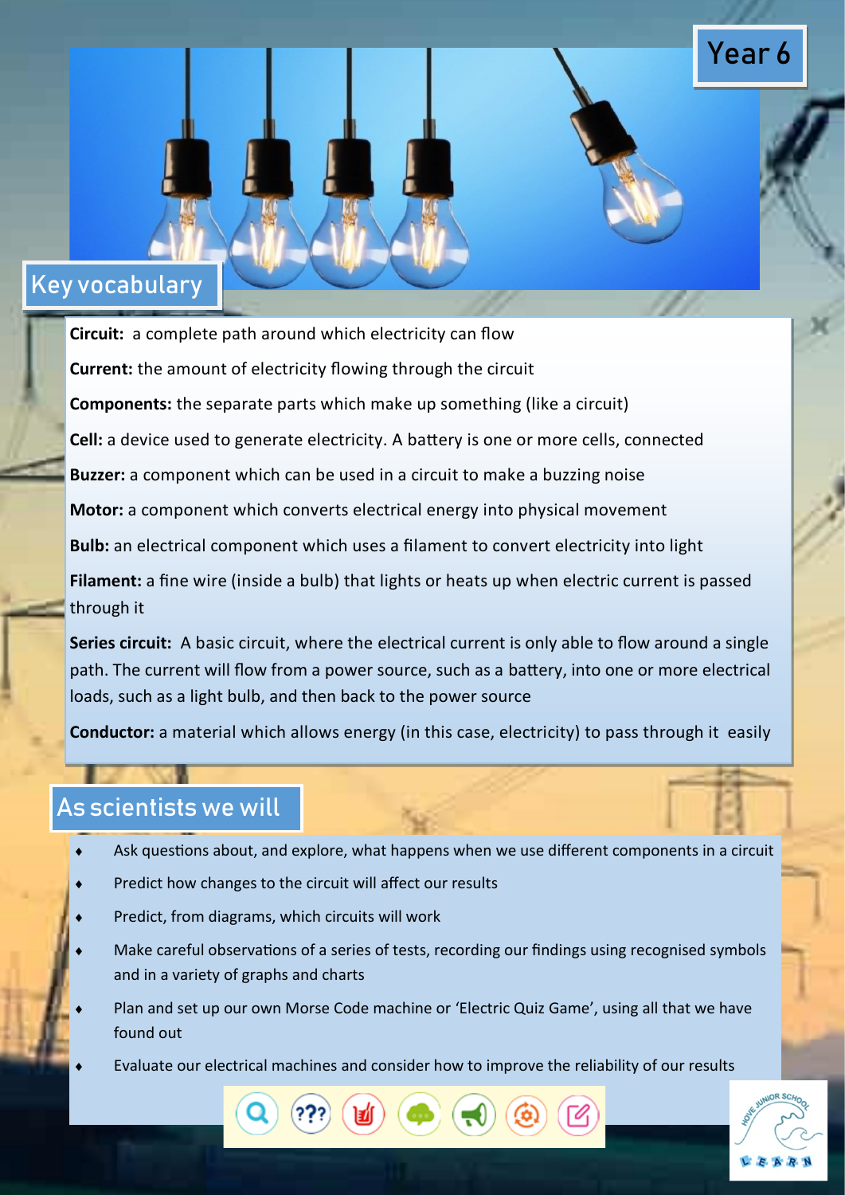Year 6

## Key vocabulary

**Circuit:** a complete path around which electricity can flow

**Current:** the amount of electricity flowing through the circuit

**Components:** the separate parts which make up something (like a circuit)

**Cell:** a device used to generate electricity. A battery is one or more cells, connected

**Buzzer:** a component which can be used in a circuit to make a buzzing noise

**Motor:** a component which converts electrical energy into physical movement

**Bulb:** an electrical component which uses a filament to convert electricity into light

**Filament:** a fine wire (inside a bulb) that lights or heats up when electric current is passed through it

**Series circuit:** A basic circuit, where the electrical current is only able to flow around a single path. The current will flow from a power source, such as a battery, into one or more electrical loads, such as a light bulb, and then back to the power source

**Conductor:** a material which allows energy (in this case, electricity) to pass through it easily

## As scientists we will

- Ask questions about, and explore, what happens when we use different components in a circuit
- Predict how changes to the circuit will affect our results
- Predict, from diagrams, which circuits will work
- Make careful observations of a series of tests, recording our findings using recognised symbols and in a variety of graphs and charts
- Plan and set up our own Morse Code machine or 'Electric Quiz Game', using all that we have found out
- Evaluate our electrical machines and consider how to improve the reliability of our results